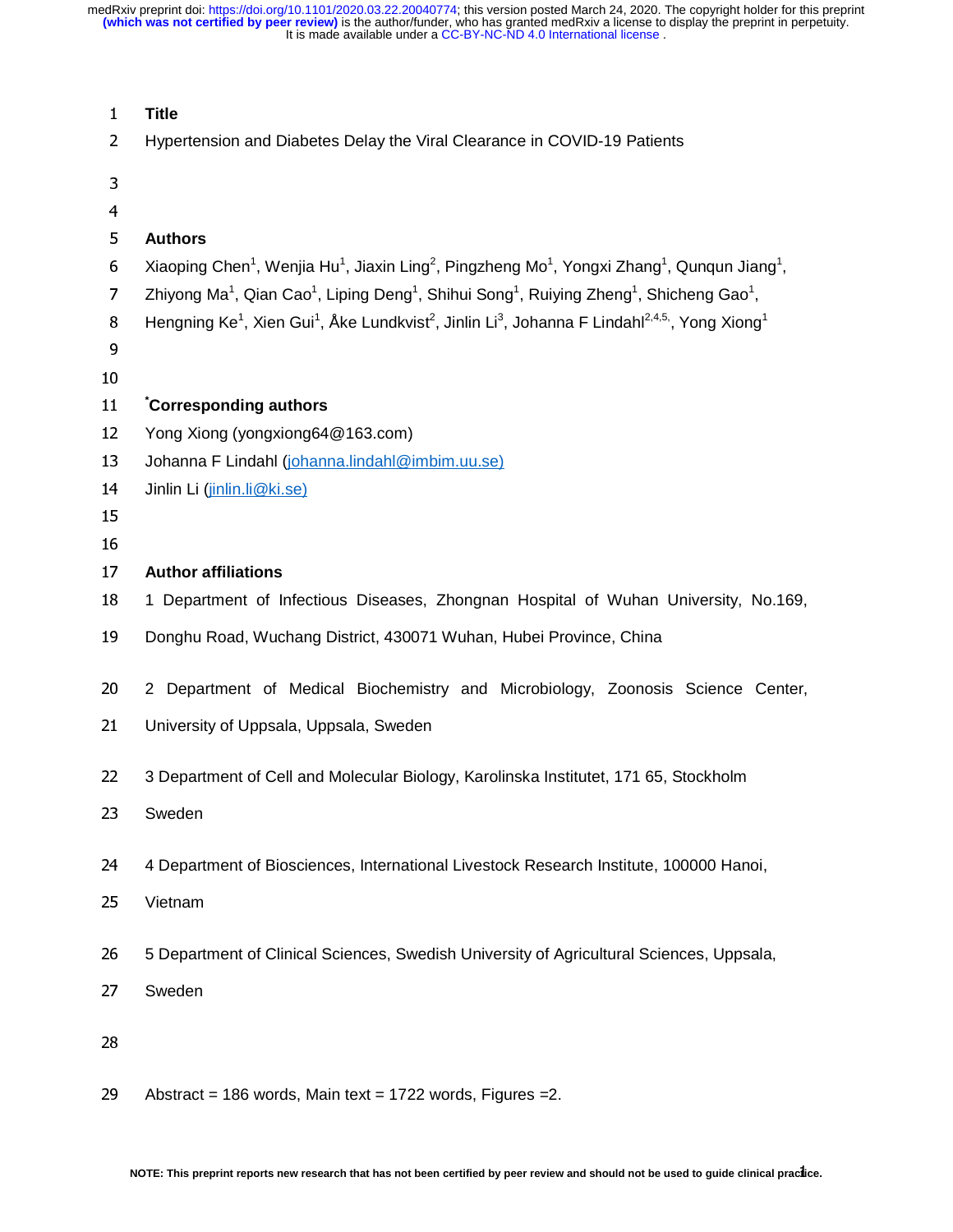## Title

Hypertension and Diabetes Delay the Viral Clearance in COVID-19 Patients

## Authors

Xiaoping Chen[1], Wenjia Hu[1], Jiaxin Ling[2], Pingzheng Mo[1], Yongxi Zhang[1], Qunqun Jiang[1], Zhiyong Ma[1], Qian Cao[1], Liping Deng[1], Shihui Song[1], Ruiying Zheng[1], Shicheng Gao[1], Hengning Ke[1], Xien Gui[1], Åke Lundkvist[2], Jinlin Li[3], Johanna F Lindahl[2,4,5], Yong Xiong[1]

## *Corresponding authors

Yong Xiong (yongxiong64@163.com)

Johanna F Lindahl (johanna.lindahl@imbim.uu.se)

Jinlin Li (jinlin.li@ki.se)

## Author affiliations

1 Department of Infectious Diseases, Zhongnan Hospital of Wuhan University, No.169, Donghu Road, Wuchang District, 430071 Wuhan, Hubei Province, China

2 Department of Medical Biochemistry and Microbiology, Zoonosis Science Center, University of Uppsala, Uppsala, Sweden

3 Department of Cell and Molecular Biology, Karolinska Institutet, 171 65, Stockholm Sweden

4 Department of Biosciences, International Livestock Research Institute, 100000 Hanoi, Vietnam

5 Department of Clinical Sciences, Swedish University of Agricultural Sciences, Uppsala, Sweden

Abstract = 186 words, Main text = 1722 words, Figures =2.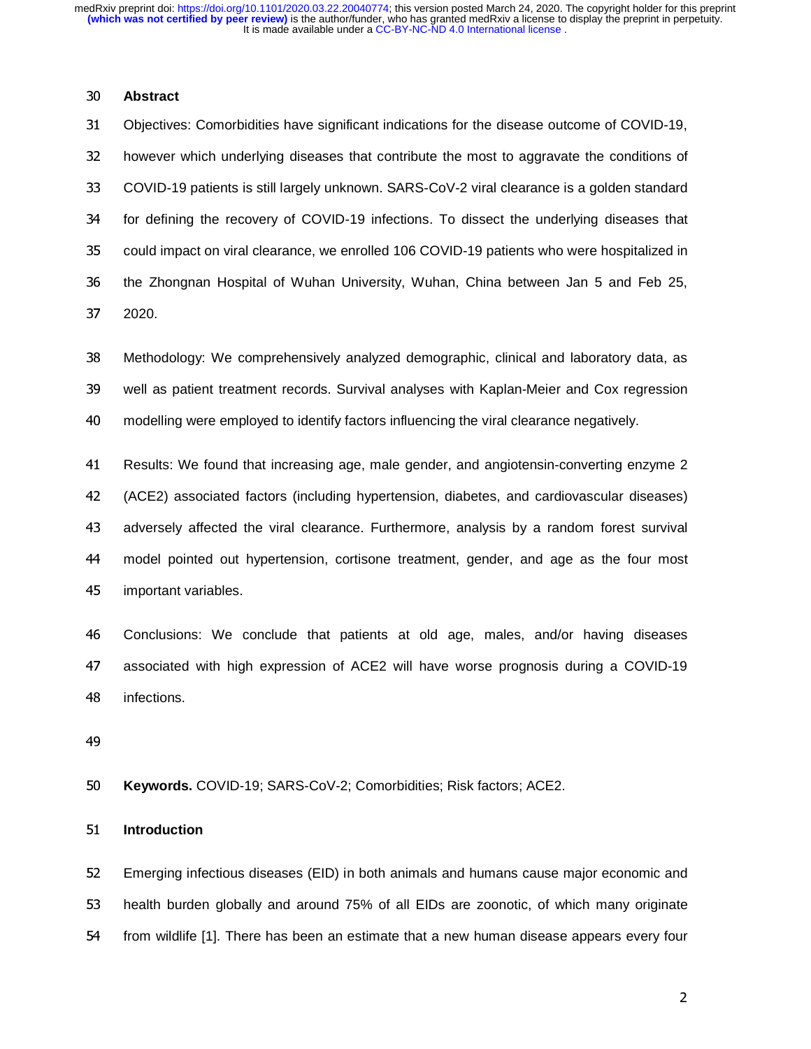## Abstract

Objectives: Comorbidities have significant indications for the disease outcome of COVID-19, however which underlying diseases that contribute the most to aggravate the conditions of COVID-19 patients is still largely unknown. SARS-CoV-2 viral clearance is a golden standard for defining the recovery of COVID-19 infections. To dissect the underlying diseases that could impact on viral clearance, we enrolled 106 COVID-19 patients who were hospitalized in the Zhongnan Hospital of Wuhan University, Wuhan, China between Jan 5 and Feb 25, 2020.

Methodology: We comprehensively analyzed demographic, clinical and laboratory data, as well as patient treatment records. Survival analyses with Kaplan-Meier and Cox regression modelling were employed to identify factors influencing the viral clearance negatively.

Results: We found that increasing age, male gender, and angiotensin-converting enzyme 2 (ACE2) associated factors (including hypertension, diabetes, and cardiovascular diseases) adversely affected the viral clearance. Furthermore, analysis by a random forest survival model pointed out hypertension, cortisone treatment, gender, and age as the four most important variables.

Conclusions: We conclude that patients at old age, males, and/or having diseases associated with high expression of ACE2 will have worse prognosis during a COVID-19 infections.

**Keywords.** COVID-19; SARS-CoV-2; Comorbidities; Risk factors; ACE2.

## Introduction

Emerging infectious diseases (EID) in both animals and humans cause major economic and health burden globally and around 75% of all EIDs are zoonotic, of which many originate from wildlife [1]. There has been an estimate that a new human disease appears every four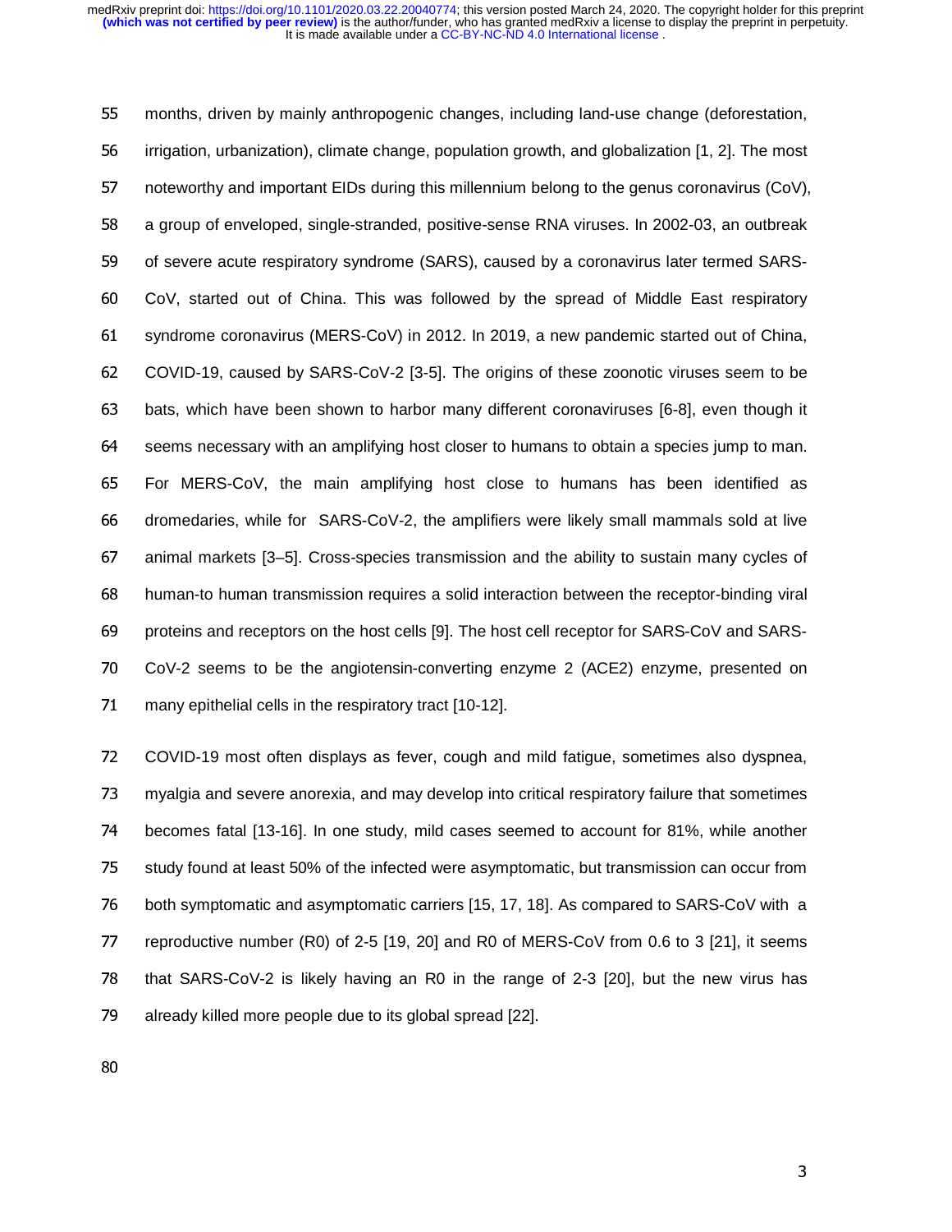months, driven by mainly anthropogenic changes, including land-use change (deforestation, irrigation, urbanization), climate change, population growth, and globalization [1, 2]. The most noteworthy and important EIDs during this millennium belong to the genus coronavirus (CoV), a group of enveloped, single-stranded, positive-sense RNA viruses. In 2002-03, an outbreak of severe acute respiratory syndrome (SARS), caused by a coronavirus later termed SARS-CoV, started out of China. This was followed by the spread of Middle East respiratory syndrome coronavirus (MERS-CoV) in 2012. In 2019, a new pandemic started out of China, COVID-19, caused by SARS-CoV-2 [3-5]. The origins of these zoonotic viruses seem to be bats, which have been shown to harbor many different coronaviruses [6-8], even though it seems necessary with an amplifying host closer to humans to obtain a species jump to man. For MERS-CoV, the main amplifying host close to humans has been identified as dromedaries, while for SARS-CoV-2, the amplifiers were likely small mammals sold at live animal markets [3–5]. Cross-species transmission and the ability to sustain many cycles of human-to human transmission requires a solid interaction between the receptor-binding viral proteins and receptors on the host cells [9]. The host cell receptor for SARS-CoV and SARS-CoV-2 seems to be the angiotensin-converting enzyme 2 (ACE2) enzyme, presented on many epithelial cells in the respiratory tract [10-12].

COVID-19 most often displays as fever, cough and mild fatigue, sometimes also dyspnea, myalgia and severe anorexia, and may develop into critical respiratory failure that sometimes becomes fatal [13-16]. In one study, mild cases seemed to account for 81%, while another study found at least 50% of the infected were asymptomatic, but transmission can occur from both symptomatic and asymptomatic carriers [15, 17, 18]. As compared to SARS-CoV with a reproductive number (R0) of 2-5 [19, 20] and R0 of MERS-CoV from 0.6 to 3 [21], it seems that SARS-CoV-2 is likely having an R0 in the range of 2-3 [20], but the new virus has already killed more people due to its global spread [22].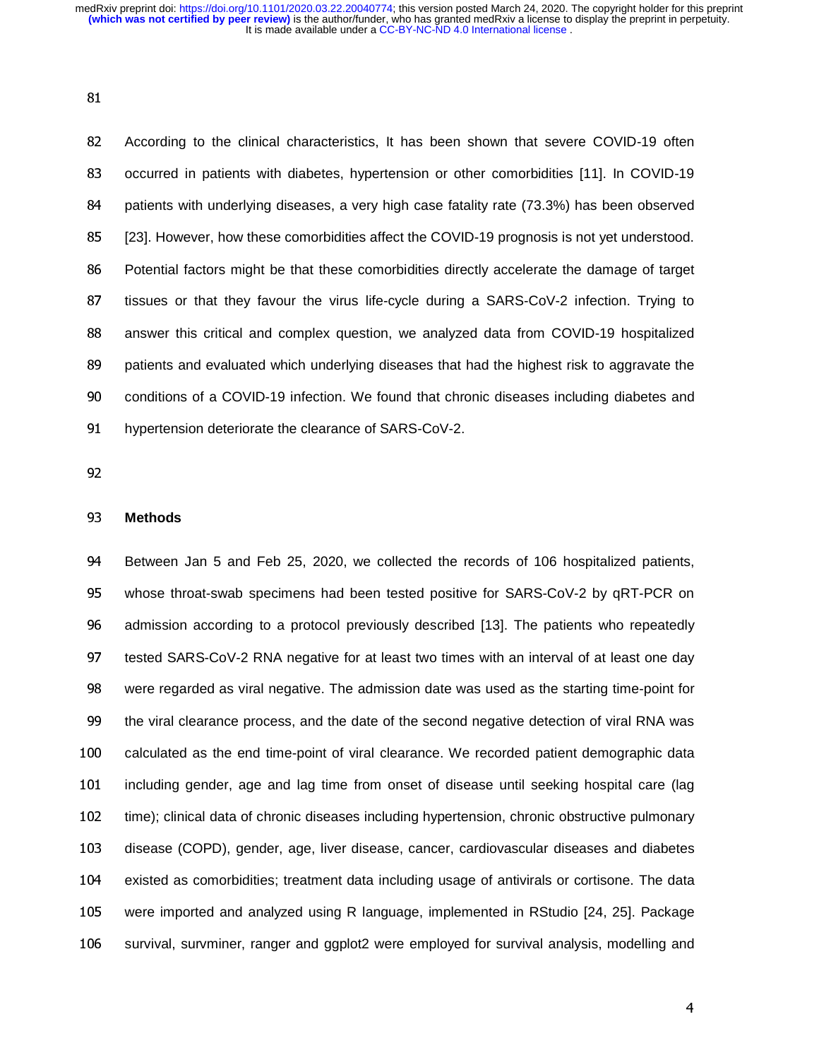According to the clinical characteristics, It has been shown that severe COVID-19 often occurred in patients with diabetes, hypertension or other comorbidities [11]. In COVID-19 patients with underlying diseases, a very high case fatality rate (73.3%) has been observed [23]. However, how these comorbidities affect the COVID-19 prognosis is not yet understood. Potential factors might be that these comorbidities directly accelerate the damage of target tissues or that they favour the virus life-cycle during a SARS-CoV-2 infection. Trying to answer this critical and complex question, we analyzed data from COVID-19 hospitalized patients and evaluated which underlying diseases that had the highest risk to aggravate the conditions of a COVID-19 infection. We found that chronic diseases including diabetes and hypertension deteriorate the clearance of SARS-CoV-2.

## Methods

Between Jan 5 and Feb 25, 2020, we collected the records of 106 hospitalized patients, whose throat-swab specimens had been tested positive for SARS-CoV-2 by qRT-PCR on admission according to a protocol previously described [13]. The patients who repeatedly tested SARS-CoV-2 RNA negative for at least two times with an interval of at least one day were regarded as viral negative. The admission date was used as the starting time-point for the viral clearance process, and the date of the second negative detection of viral RNA was calculated as the end time-point of viral clearance. We recorded patient demographic data including gender, age and lag time from onset of disease until seeking hospital care (lag time); clinical data of chronic diseases including hypertension, chronic obstructive pulmonary disease (COPD), gender, age, liver disease, cancer, cardiovascular diseases and diabetes existed as comorbidities; treatment data including usage of antivirals or cortisone. The data were imported and analyzed using R language, implemented in RStudio [24, 25]. Package survival, survminer, ranger and ggplot2 were employed for survival analysis, modelling and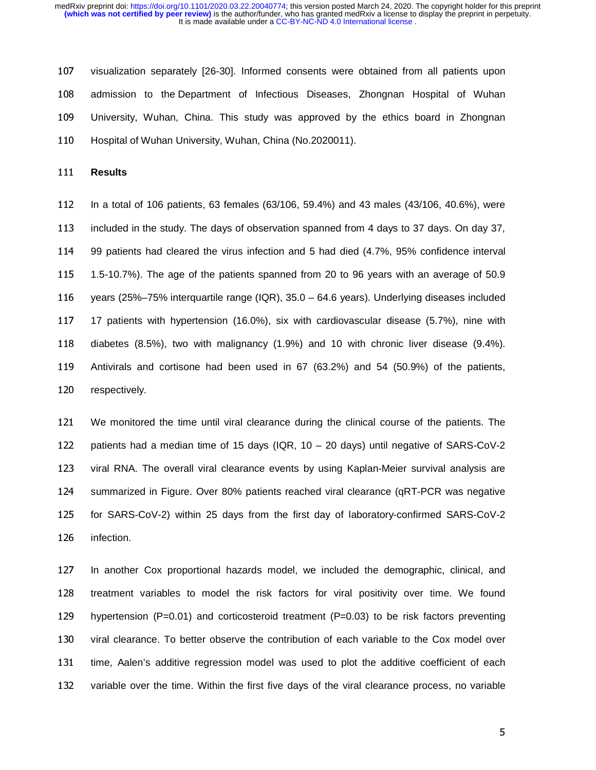visualization separately [26-30]. Informed consents were obtained from all patients upon admission to the Department of Infectious Diseases, Zhongnan Hospital of Wuhan University, Wuhan, China. This study was approved by the ethics board in Zhongnan Hospital of Wuhan University, Wuhan, China (No.2020011).

## Results

In a total of 106 patients, 63 females (63/106, 59.4%) and 43 males (43/106, 40.6%), were included in the study. The days of observation spanned from 4 days to 37 days. On day 37, 99 patients had cleared the virus infection and 5 had died (4.7%, 95% confidence interval 1.5-10.7%). The age of the patients spanned from 20 to 96 years with an average of 50.9 years (25%–75% interquartile range (IQR), 35.0 – 64.6 years). Underlying diseases included 17 patients with hypertension (16.0%), six with cardiovascular disease (5.7%), nine with diabetes (8.5%), two with malignancy (1.9%) and 10 with chronic liver disease (9.4%). Antivirals and cortisone had been used in 67 (63.2%) and 54 (50.9%) of the patients, respectively.

We monitored the time until viral clearance during the clinical course of the patients. The patients had a median time of 15 days (IQR, 10 – 20 days) until negative of SARS-CoV-2 viral RNA. The overall viral clearance events by using Kaplan-Meier survival analysis are summarized in Figure. Over 80% patients reached viral clearance (qRT-PCR was negative for SARS-CoV-2) within 25 days from the first day of laboratory-confirmed SARS-CoV-2 infection.

In another Cox proportional hazards model, we included the demographic, clinical, and treatment variables to model the risk factors for viral positivity over time. We found hypertension (P=0.01) and corticosteroid treatment (P=0.03) to be risk factors preventing viral clearance. To better observe the contribution of each variable to the Cox model over time, Aalen's additive regression model was used to plot the additive coefficient of each variable over the time. Within the first five days of the viral clearance process, no variable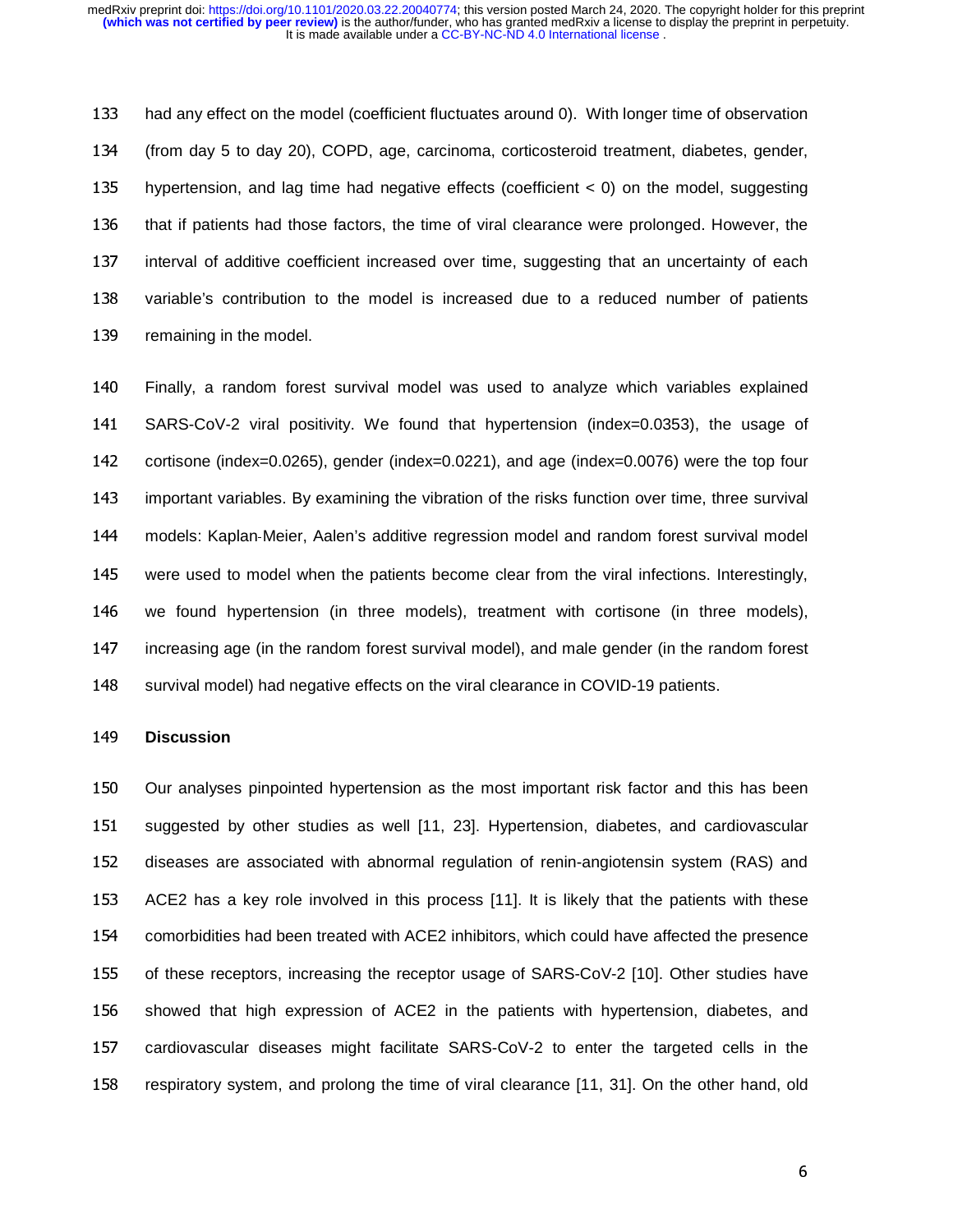had any effect on the model (coefficient fluctuates around 0). With longer time of observation (from day 5 to day 20), COPD, age, carcinoma, corticosteroid treatment, diabetes, gender, hypertension, and lag time had negative effects (coefficient < 0) on the model, suggesting that if patients had those factors, the time of viral clearance were prolonged. However, the interval of additive coefficient increased over time, suggesting that an uncertainty of each variable's contribution to the model is increased due to a reduced number of patients remaining in the model.

Finally, a random forest survival model was used to analyze which variables explained SARS-CoV-2 viral positivity. We found that hypertension (index=0.0353), the usage of cortisone (index=0.0265), gender (index=0.0221), and age (index=0.0076) were the top four important variables. By examining the vibration of the risks function over time, three survival models: Kaplan-Meier, Aalen's additive regression model and random forest survival model were used to model when the patients become clear from the viral infections. Interestingly, we found hypertension (in three models), treatment with cortisone (in three models), increasing age (in the random forest survival model), and male gender (in the random forest survival model) had negative effects on the viral clearance in COVID-19 patients.

## Discussion

Our analyses pinpointed hypertension as the most important risk factor and this has been suggested by other studies as well [11, 23]. Hypertension, diabetes, and cardiovascular diseases are associated with abnormal regulation of renin-angiotensin system (RAS) and ACE2 has a key role involved in this process [11]. It is likely that the patients with these comorbidities had been treated with ACE2 inhibitors, which could have affected the presence of these receptors, increasing the receptor usage of SARS-CoV-2 [10]. Other studies have showed that high expression of ACE2 in the patients with hypertension, diabetes, and cardiovascular diseases might facilitate SARS-CoV-2 to enter the targeted cells in the respiratory system, and prolong the time of viral clearance [11, 31]. On the other hand, old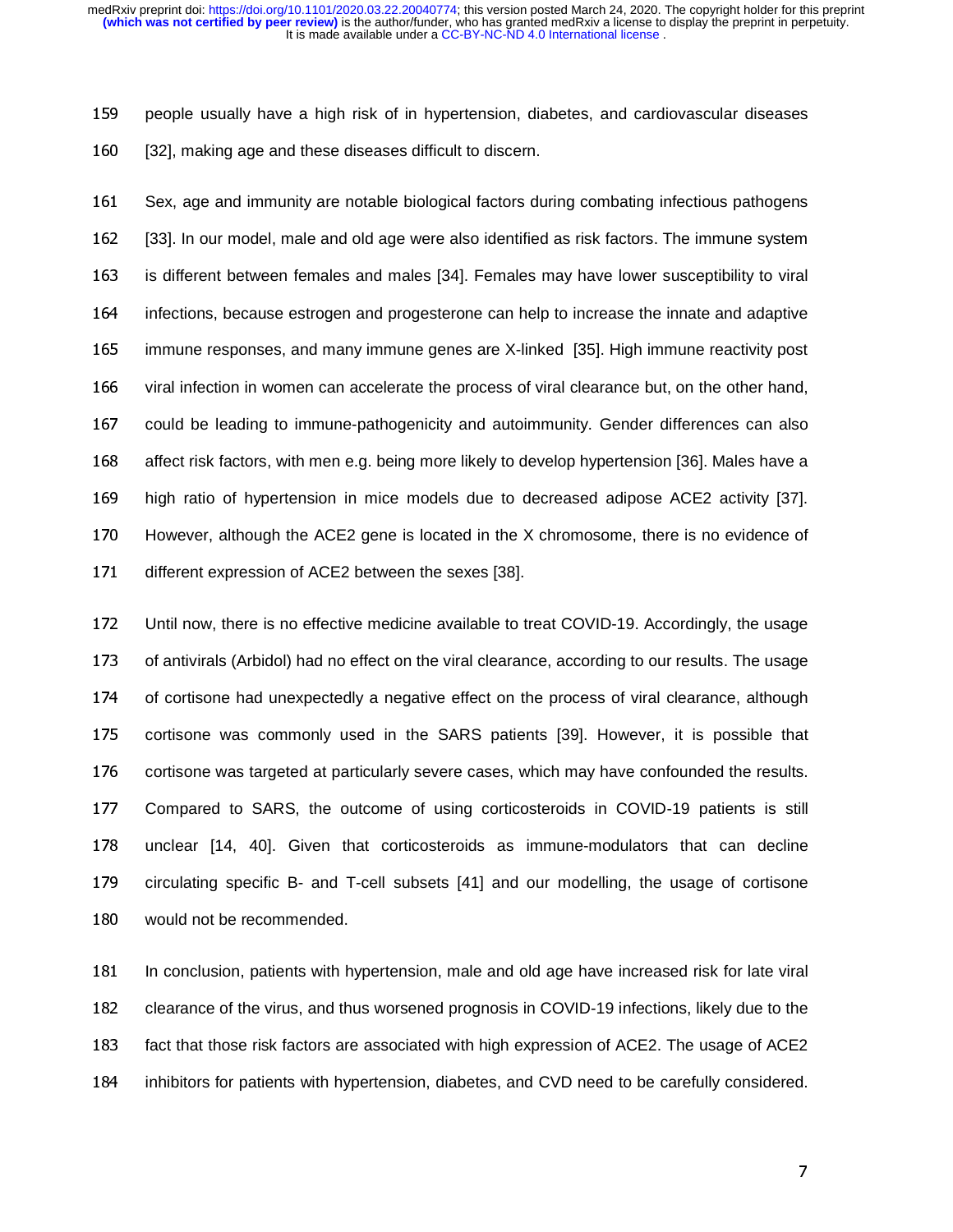people usually have a high risk of in hypertension, diabetes, and cardiovascular diseases [32], making age and these diseases difficult to discern.

Sex, age and immunity are notable biological factors during combating infectious pathogens [33]. In our model, male and old age were also identified as risk factors. The immune system is different between females and males [34]. Females may have lower susceptibility to viral infections, because estrogen and progesterone can help to increase the innate and adaptive immune responses, and many immune genes are X-linked [35]. High immune reactivity post viral infection in women can accelerate the process of viral clearance but, on the other hand, could be leading to immune-pathogenicity and autoimmunity. Gender differences can also affect risk factors, with men e.g. being more likely to develop hypertension [36]. Males have a high ratio of hypertension in mice models due to decreased adipose ACE2 activity [37]. However, although the ACE2 gene is located in the X chromosome, there is no evidence of different expression of ACE2 between the sexes [38].

Until now, there is no effective medicine available to treat COVID-19. Accordingly, the usage of antivirals (Arbidol) had no effect on the viral clearance, according to our results. The usage of cortisone had unexpectedly a negative effect on the process of viral clearance, although cortisone was commonly used in the SARS patients [39]. However, it is possible that cortisone was targeted at particularly severe cases, which may have confounded the results. Compared to SARS, the outcome of using corticosteroids in COVID-19 patients is still unclear [14, 40]. Given that corticosteroids as immune-modulators that can decline circulating specific B- and T-cell subsets [41] and our modelling, the usage of cortisone would not be recommended.

In conclusion, patients with hypertension, male and old age have increased risk for late viral clearance of the virus, and thus worsened prognosis in COVID-19 infections, likely due to the fact that those risk factors are associated with high expression of ACE2. The usage of ACE2 inhibitors for patients with hypertension, diabetes, and CVD need to be carefully considered.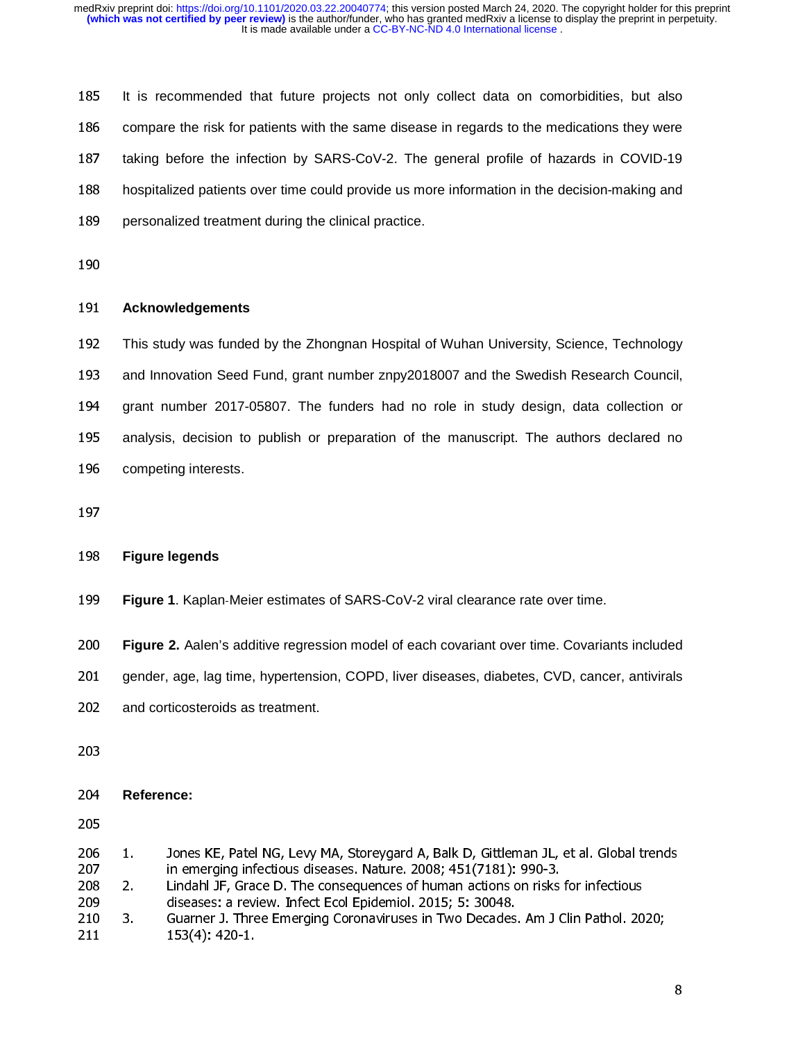It is recommended that future projects not only collect data on comorbidities, but also compare the risk for patients with the same disease in regards to the medications they were taking before the infection by SARS-CoV-2. The general profile of hazards in COVID-19 hospitalized patients over time could provide us more information in the decision-making and personalized treatment during the clinical practice.

## Acknowledgements

This study was funded by the Zhongnan Hospital of Wuhan University, Science, Technology and Innovation Seed Fund, grant number znpy2018007 and the Swedish Research Council, grant number 2017-05807. The funders had no role in study design, data collection or analysis, decision to publish or preparation of the manuscript. The authors declared no competing interests.

## Figure legends

**Figure 1**. Kaplan-Meier estimates of SARS-CoV-2 viral clearance rate over time.

**Figure 2.** Aalen's additive regression model of each covariant over time. Covariants included gender, age, lag time, hypertension, COPD, liver diseases, diabetes, CVD, cancer, antivirals and corticosteroids as treatment.

## Reference:

1. Jones KE, Patel NG, Levy MA, Storeygard A, Balk D, Gittleman JL, et al. Global trends in emerging infectious diseases. Nature. 2008; 451(7181): 990-3.
2. Lindahl JF, Grace D. The consequences of human actions on risks for infectious diseases: a review. Infect Ecol Epidemiol. 2015; 5: 30048.
3. Guarner J. Three Emerging Coronaviruses in Two Decades. Am J Clin Pathol. 2020; 153(4): 420-1.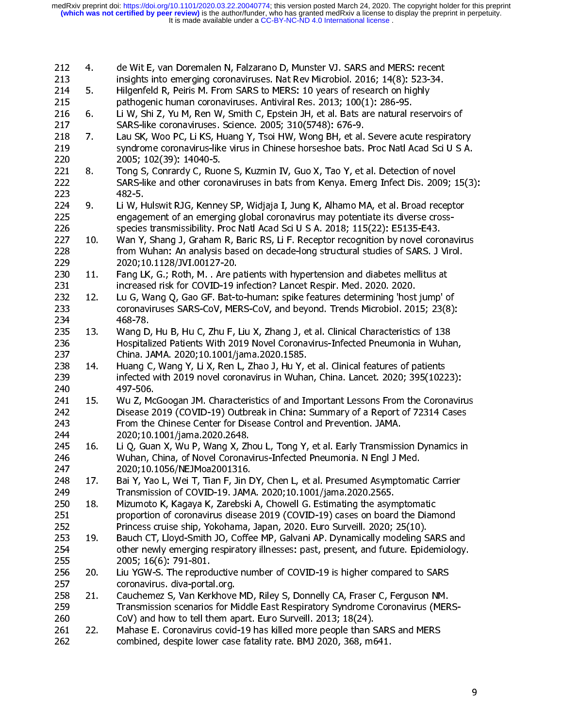4. de Wit E, van Doremalen N, Falzarano D, Munster VJ. SARS and MERS: recent insights into emerging coronaviruses. Nat Rev Microbiol. 2016; 14(8): 523-34.
5. Hilgenfeld R, Peiris M. From SARS to MERS: 10 years of research on highly pathogenic human coronaviruses. Antiviral Res. 2013; 100(1): 286-95.
6. Li W, Shi Z, Yu M, Ren W, Smith C, Epstein JH, et al. Bats are natural reservoirs of SARS-like coronaviruses. Science. 2005; 310(5748): 676-9.
7. Lau SK, Woo PC, Li KS, Huang Y, Tsoi HW, Wong BH, et al. Severe acute respiratory syndrome coronavirus-like virus in Chinese horseshoe bats. Proc Natl Acad Sci U S A. 2005; 102(39): 14040-5.
8. Tong S, Conrardy C, Ruone S, Kuzmin IV, Guo X, Tao Y, et al. Detection of novel SARS-like and other coronaviruses in bats from Kenya. Emerg Infect Dis. 2009; 15(3): 482-5.
9. Li W, Hulswit RJG, Kenney SP, Widjaja I, Jung K, Alhamo MA, et al. Broad receptor engagement of an emerging global coronavirus may potentiate its diverse cross-species transmissibility. Proc Natl Acad Sci U S A. 2018; 115(22): E5135-E43.
10. Wan Y, Shang J, Graham R, Baric RS, Li F. Receptor recognition by novel coronavirus from Wuhan: An analysis based on decade-long structural studies of SARS. J Virol. 2020;10.1128/JVI.00127-20.
11. Fang LK, G.; Roth, M. . Are patients with hypertension and diabetes mellitus at increased risk for COVID-19 infection? Lancet Respir. Med. 2020. 2020.
12. Lu G, Wang Q, Gao GF. Bat-to-human: spike features determining 'host jump' of coronaviruses SARS-CoV, MERS-CoV, and beyond. Trends Microbiol. 2015; 23(8): 468-78.
13. Wang D, Hu B, Hu C, Zhu F, Liu X, Zhang J, et al. Clinical Characteristics of 138 Hospitalized Patients With 2019 Novel Coronavirus-Infected Pneumonia in Wuhan, China. JAMA. 2020;10.1001/jama.2020.1585.
14. Huang C, Wang Y, Li X, Ren L, Zhao J, Hu Y, et al. Clinical features of patients infected with 2019 novel coronavirus in Wuhan, China. Lancet. 2020; 395(10223): 497-506.
15. Wu Z, McGoogan JM. Characteristics of and Important Lessons From the Coronavirus Disease 2019 (COVID-19) Outbreak in China: Summary of a Report of 72314 Cases From the Chinese Center for Disease Control and Prevention. JAMA. 2020;10.1001/jama.2020.2648.
16. Li Q, Guan X, Wu P, Wang X, Zhou L, Tong Y, et al. Early Transmission Dynamics in Wuhan, China, of Novel Coronavirus-Infected Pneumonia. N Engl J Med. 2020;10.1056/NEJMoa2001316.
17. Bai Y, Yao L, Wei T, Tian F, Jin DY, Chen L, et al. Presumed Asymptomatic Carrier Transmission of COVID-19. JAMA. 2020;10.1001/jama.2020.2565.
18. Mizumoto K, Kagaya K, Zarebski A, Chowell G. Estimating the asymptomatic proportion of coronavirus disease 2019 (COVID-19) cases on board the Diamond Princess cruise ship, Yokohama, Japan, 2020. Euro Surveill. 2020; 25(10).
19. Bauch CT, Lloyd-Smith JO, Coffee MP, Galvani AP. Dynamically modeling SARS and other newly emerging respiratory illnesses: past, present, and future. Epidemiology. 2005; 16(6): 791-801.
20. Liu YGW-S. The reproductive number of COVID-19 is higher compared to SARS coronavirus. diva-portal.org.
21. Cauchemez S, Van Kerkhove MD, Riley S, Donnelly CA, Fraser C, Ferguson NM. Transmission scenarios for Middle East Respiratory Syndrome Coronavirus (MERS-CoV) and how to tell them apart. Euro Surveill. 2013; 18(24).
22. Mahase E. Coronavirus covid-19 has killed more people than SARS and MERS combined, despite lower case fatality rate. BMJ 2020, 368, m641.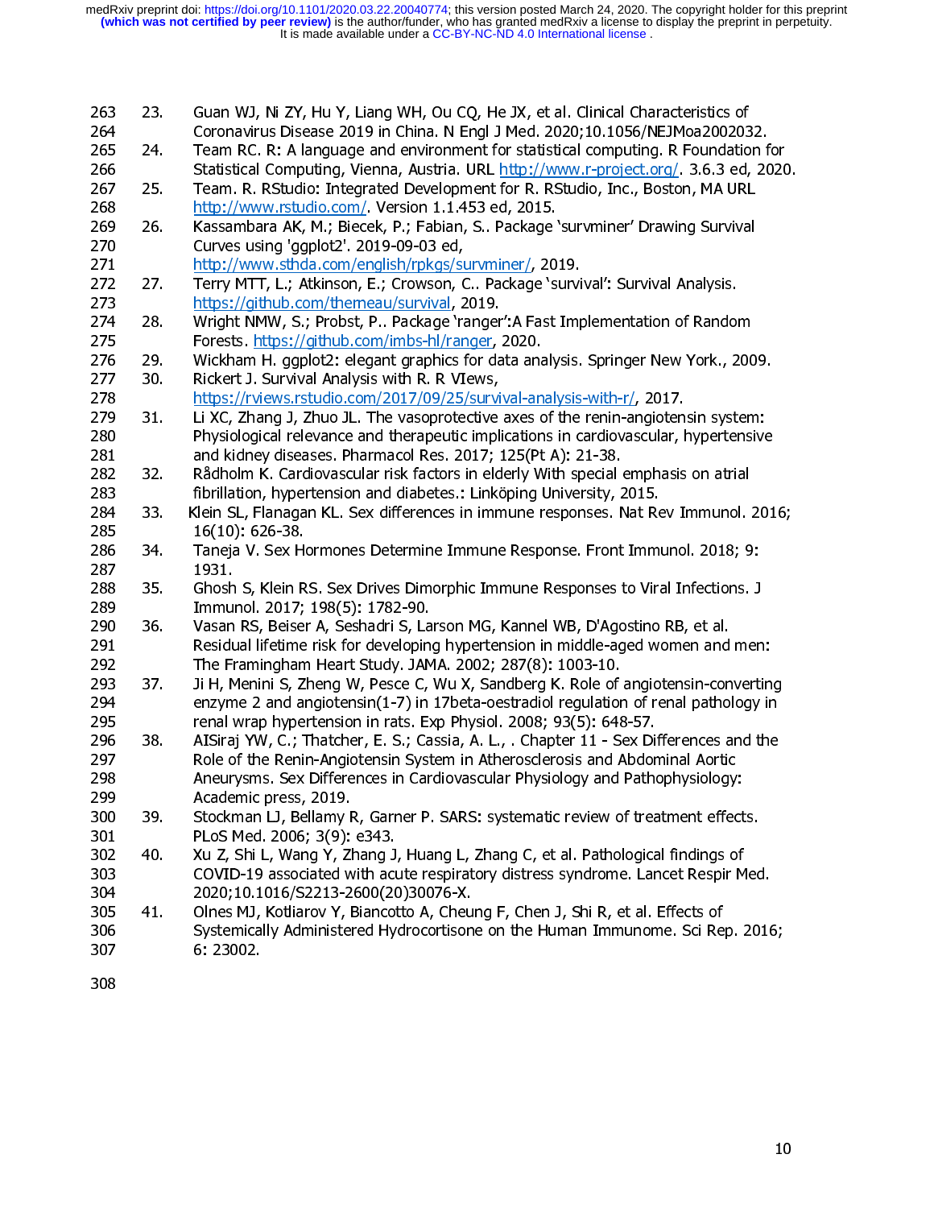23. Guan WJ, Ni ZY, Hu Y, Liang WH, Ou CQ, He JX, et al. Clinical Characteristics of Coronavirus Disease 2019 in China. N Engl J Med. 2020;10.1056/NEJMoa2002032.
24. Team RC. R: A language and environment for statistical computing. R Foundation for Statistical Computing, Vienna, Austria. URL http://www.r-project.org/. 3.6.3 ed, 2020.
25. Team. R. RStudio: Integrated Development for R. RStudio, Inc., Boston, MA URL http://www.rstudio.com/. Version 1.1.453 ed, 2015.
26. Kassambara AK, M.; Biecek, P.; Fabian, S.. Package 'survminer' Drawing Survival Curves using 'ggplot2'. 2019-09-03 ed, http://www.sthda.com/english/rpkgs/survminer/, 2019.
27. Terry MTT, L.; Atkinson, E.; Crowson, C.. Package 'survival': Survival Analysis. https://github.com/therneau/survival, 2019.
28. Wright NMW, S.; Probst, P.. Package 'ranger':A Fast Implementation of Random Forests. https://github.com/imbs-hl/ranger, 2020.
29. Wickham H. ggplot2: elegant graphics for data analysis. Springer New York., 2009.
30. Rickert J. Survival Analysis with R. R VIews, https://rviews.rstudio.com/2017/09/25/survival-analysis-with-r/, 2017.
31. Li XC, Zhang J, Zhuo JL. The vasoprotective axes of the renin-angiotensin system: Physiological relevance and therapeutic implications in cardiovascular, hypertensive and kidney diseases. Pharmacol Res. 2017; 125(Pt A): 21-38.
32. Rådholm K. Cardiovascular risk factors in elderly With special emphasis on atrial fibrillation, hypertension and diabetes.: Linköping University, 2015.
33. Klein SL, Flanagan KL. Sex differences in immune responses. Nat Rev Immunol. 2016; 16(10): 626-38.
34. Taneja V. Sex Hormones Determine Immune Response. Front Immunol. 2018; 9: 1931.
35. Ghosh S, Klein RS. Sex Drives Dimorphic Immune Responses to Viral Infections. J Immunol. 2017; 198(5): 1782-90.
36. Vasan RS, Beiser A, Seshadri S, Larson MG, Kannel WB, D'Agostino RB, et al. Residual lifetime risk for developing hypertension in middle-aged women and men: The Framingham Heart Study. JAMA. 2002; 287(8): 1003-10.
37. Ji H, Menini S, Zheng W, Pesce C, Wu X, Sandberg K. Role of angiotensin-converting enzyme 2 and angiotensin(1-7) in 17beta-oestradiol regulation of renal pathology in renal wrap hypertension in rats. Exp Physiol. 2008; 93(5): 648-57.
38. AlSiraj YW, C.; Thatcher, E. S.; Cassia, A. L., . Chapter 11 - Sex Differences and the Role of the Renin-Angiotensin System in Atherosclerosis and Abdominal Aortic Aneurysms. Sex Differences in Cardiovascular Physiology and Pathophysiology: Academic press, 2019.
39. Stockman LJ, Bellamy R, Garner P. SARS: systematic review of treatment effects. PLoS Med. 2006; 3(9): e343.
40. Xu Z, Shi L, Wang Y, Zhang J, Huang L, Zhang C, et al. Pathological findings of COVID-19 associated with acute respiratory distress syndrome. Lancet Respir Med. 2020;10.1016/S2213-2600(20)30076-X.
41. Olnes MJ, Kotliarov Y, Biancotto A, Cheung F, Chen J, Shi R, et al. Effects of Systemically Administered Hydrocortisone on the Human Immunome. Sci Rep. 2016; 6: 23002.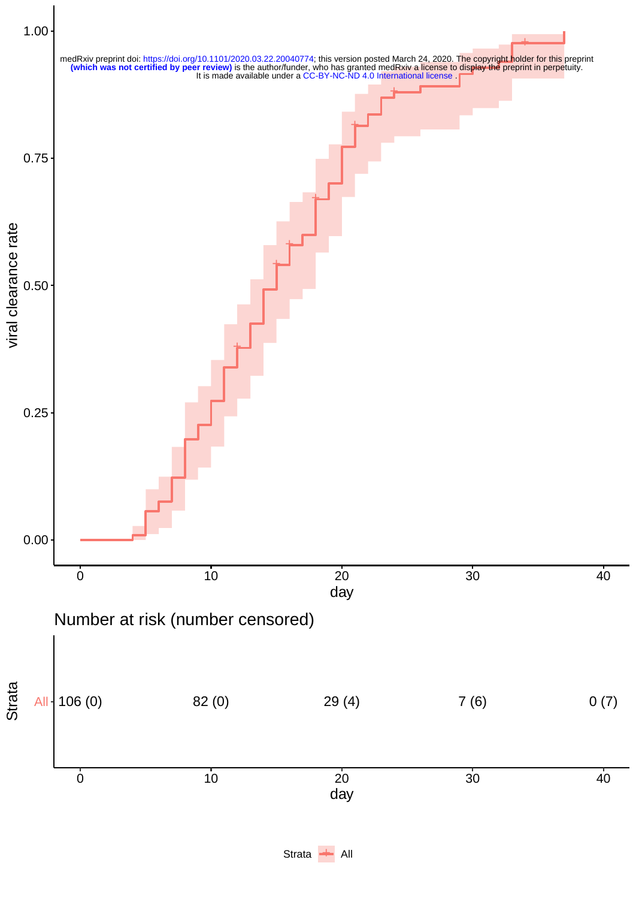medRxiv preprint doi: https://doi.org/10.1101/2020.03.22.20040774; this version posted March 24, 2020. The copyright holder for this preprint **(which was not certified by peer review)** is the author/funder, who has granted medRxiv a license to display the preprint in perpetuity. It is made available under a CC-BY-NC-ND 4.0 International license .

Number at risk (number censored)

| Strata | 0 | 10 | 20 | 30 | 40 |
|---|---|---|---|---|---|
| All | 106 (0) | 82 (0) | 29 (4) | 7 (6) | 0 (7) |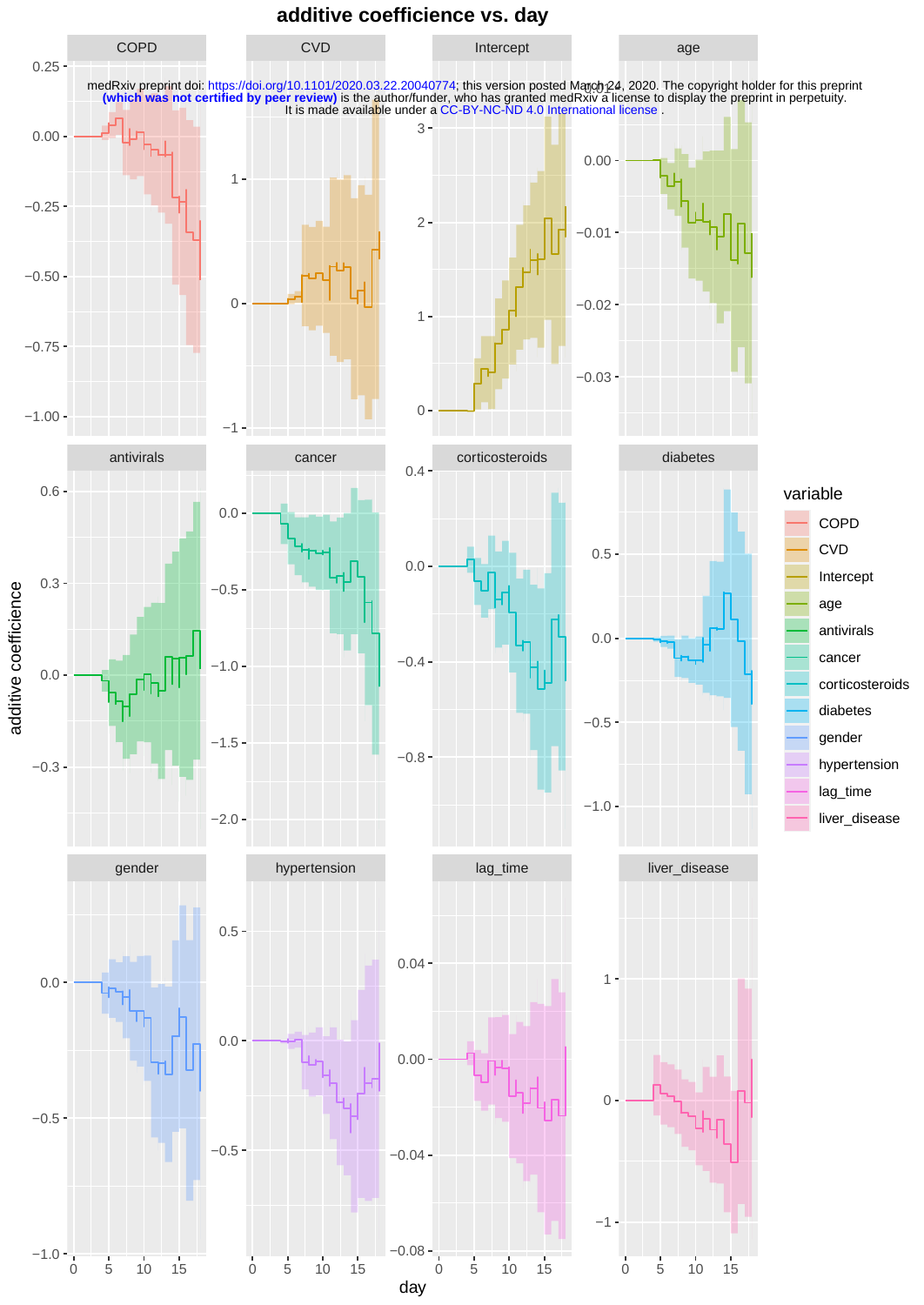medRxiv preprint doi: https://doi.org/10.1101/2020.03.22.20040774; this version posted March 24, 2020. The copyright holder for this preprint **(which was not certified by peer review)** is the author/funder, who has granted medRxiv a license to display the preprint in perpetuity. It is made available under a CC-BY-NC-ND 4.0 International license .

additive coefficience vs. day

COPD

CVD

Intercept

age

antivirals

cancer

corticosteroids

diabetes

gender

hypertension

lag_time

liver_disease

additive coefficience

day

variable

COPD
CVD
Intercept
age
antivirals
cancer
corticosteroids
diabetes
gender
hypertension
lag_time
liver_disease